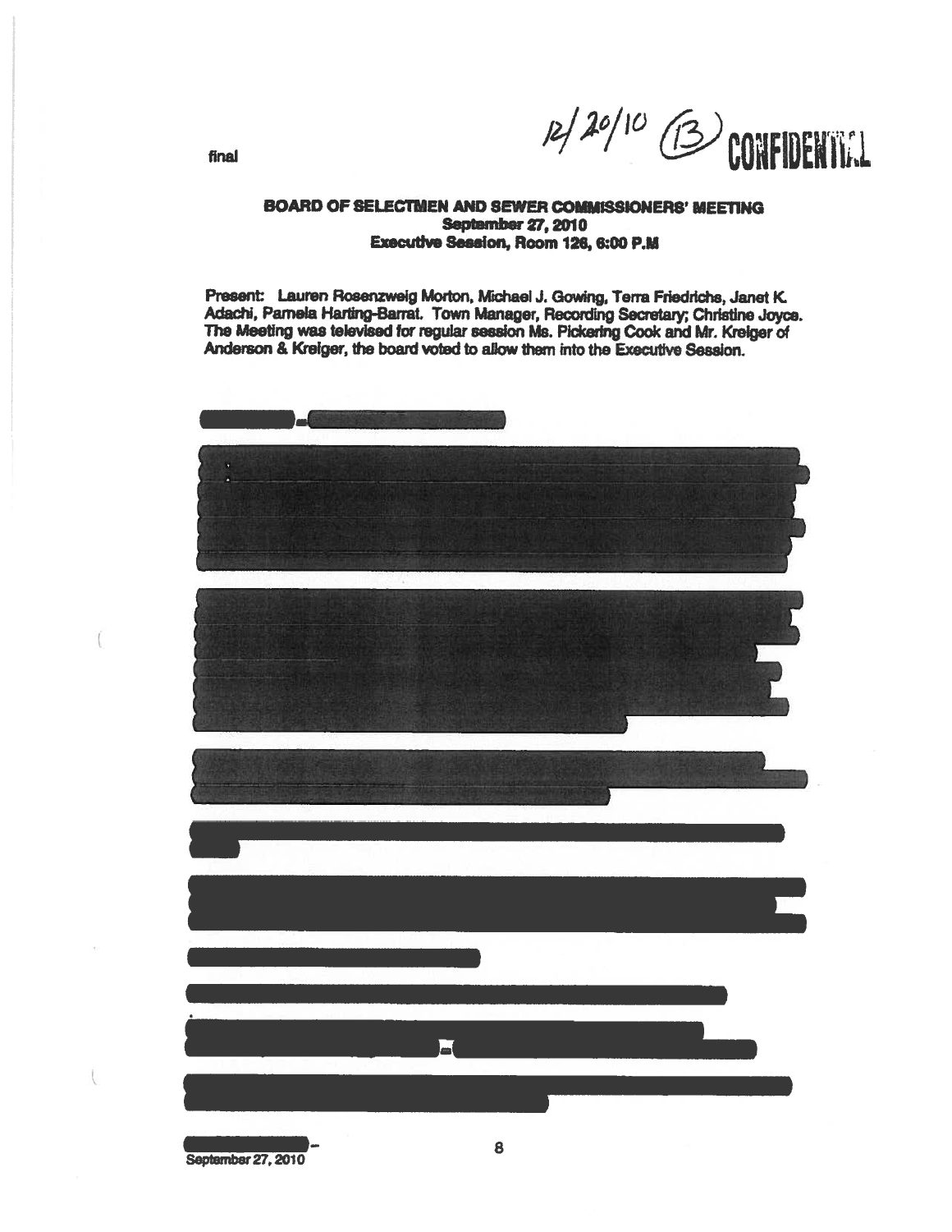final

12/20/10 (13) CONFIDENTIAL

**BOARD OF SELECTMEN AND SEWER COMMISSIONERS' MEETING**
**September 27, 2010**
**Executive Session, Room 126, 6:00 P.M**

Present: Lauren Rosenzweig Morton, Michael J. Gowing, Terra Friedrichs, Janet K. Adachi, Pamela Harting-Barrat. Town Manager, Recording Secretary; Christine Joyce. The Meeting was televised for regular session Ms. Pickering Cook and Mr. Kreiger of Anderson & Kreiger, the board voted to allow them into the Executive Session.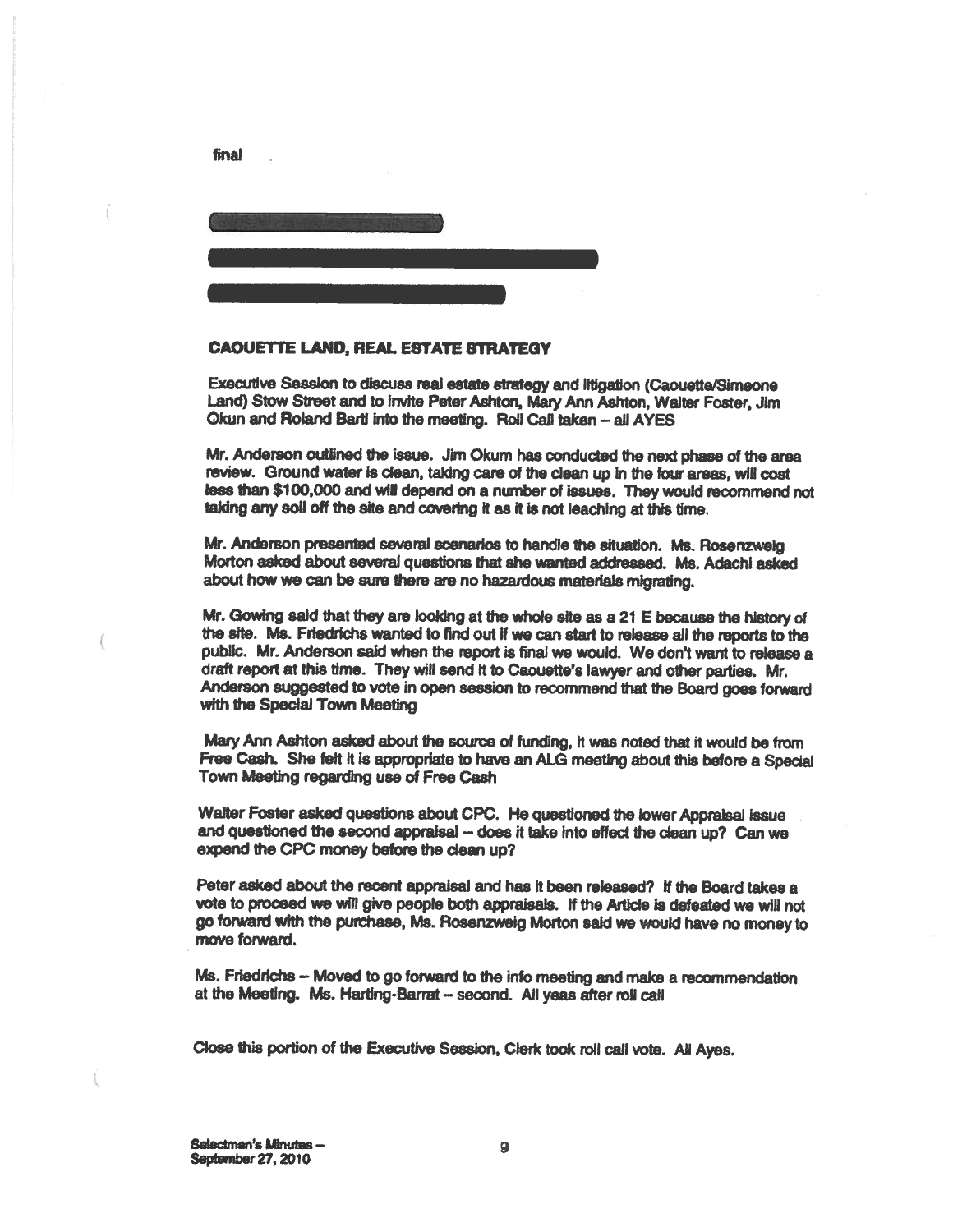final

## CAOUETTE LAND, REAL ESTATE STRATEGY

Executive Session to discuss real estate strategy and litigation (Caouette/Simeone Land) Stow Street and to invite Peter Ashton, Mary Ann Ashton, Walter Foster, Jim Okun and Roland Bartl into the meeting. Roll Call taken – all AYES

Mr. Anderson outlined the issue. Jim Okum has conducted the next phase of the area review. Ground water is clean, taking care of the clean up in the four areas, will cost less than $100,000 and will depend on a number of issues. They would recommend not taking any soil off the site and covering it as it is not leaching at this time.

Mr. Anderson presented several scenarios to handle the situation. Ms. Rosenzweig Morton asked about several questions that she wanted addressed. Ms. Adachi asked about how we can be sure there are no hazardous materials migrating.

Mr. Gowing said that they are looking at the whole site as a 21 E because the history of the site. Ms. Friedrichs wanted to find out if we can start to release all the reports to the public. Mr. Anderson said when the report is final we would. We don't want to release a draft report at this time. They will send it to Caouette's lawyer and other parties. Mr. Anderson suggested to vote in open session to recommend that the Board goes forward with the Special Town Meeting

Mary Ann Ashton asked about the source of funding, it was noted that it would be from Free Cash. She felt it is appropriate to have an ALG meeting about this before a Special Town Meeting regarding use of Free Cash

Walter Foster asked questions about CPC. He questioned the lower Appraisal issue and questioned the second appraisal -- does it take into effect the clean up? Can we expend the CPC money before the clean up?

Peter asked about the recent appraisal and has it been released? If the Board takes a vote to proceed we will give people both appraisals. If the Article is defeated we will not go forward with the purchase, Ms. Rosenzweig Morton said we would have no money to move forward.

Ms. Friedrichs – Moved to go forward to the info meeting and make a recommendation at the Meeting. Ms. Harting-Barrat – second. All yeas after roll call

Close this portion of the Executive Session, Clerk took roll call vote. All Ayes.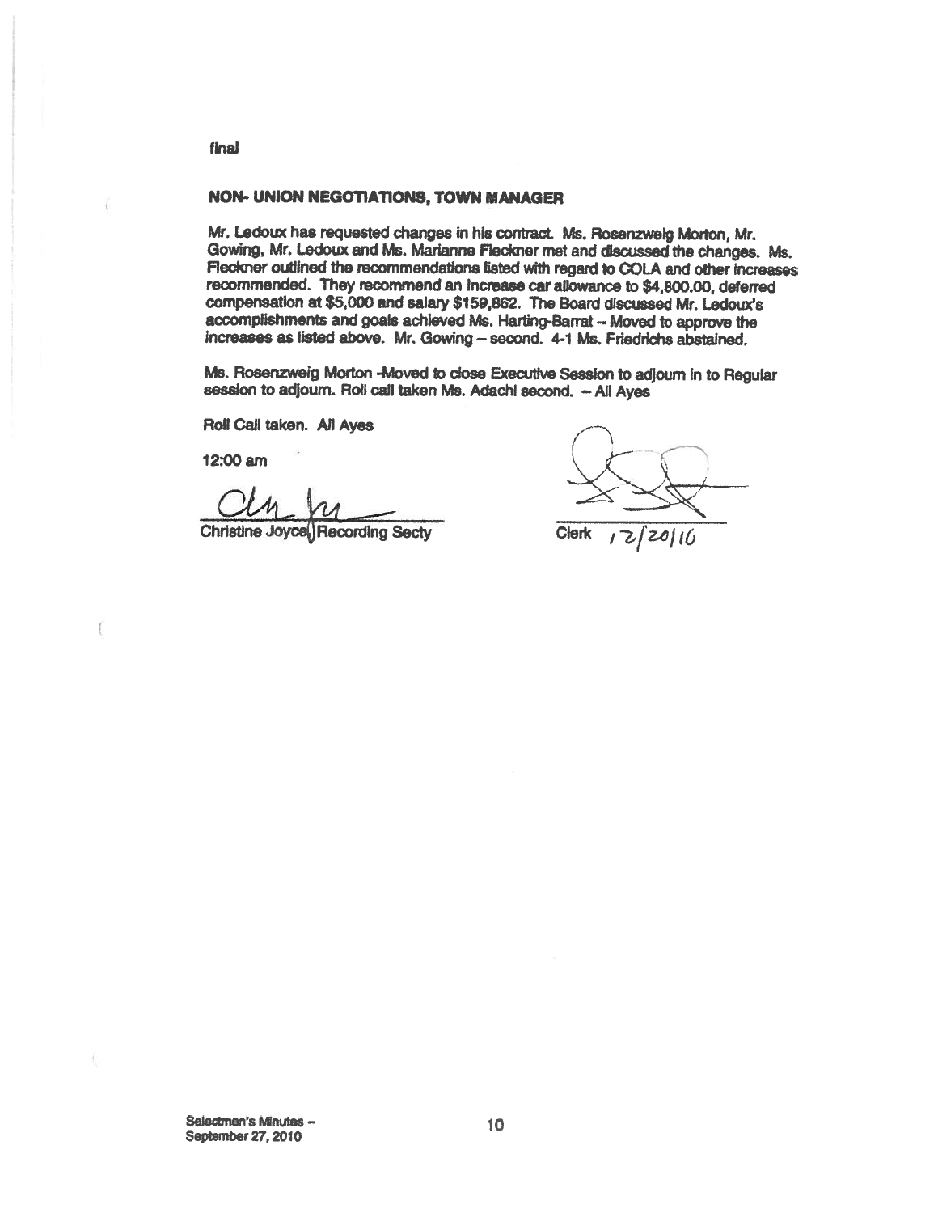final

## NON- UNION NEGOTIATIONS, TOWN MANAGER

Mr. Ledoux has requested changes in his contract. Ms. Rosenzweig Morton, Mr. Gowing, Mr. Ledoux and Ms. Marianne Fleckner met and discussed the changes. Ms. Fleckner outlined the recommendations listed with regard to COLA and other increases recommended. They recommend an increase car allowance to $4,800.00, deferred compensation at $5,000 and salary $159,862. The Board discussed Mr. Ledoux's accomplishments and goals achieved Ms. Harting-Barrat – Moved to approve the increases as listed above. Mr. Gowing – second. 4-1 Ms. Friedrichs abstained.

Ms. Rosenzweig Morton -Moved to close Executive Session to adjourn in to Regular session to adjourn. Roll call taken Ms. Adachi second. – All Ayes

Roll Call taken. All Ayes

12:00 am

Christine Joyce, Recording Secty

Clerk 12/20/10

Selectmen's Minutes –
September 27, 2010